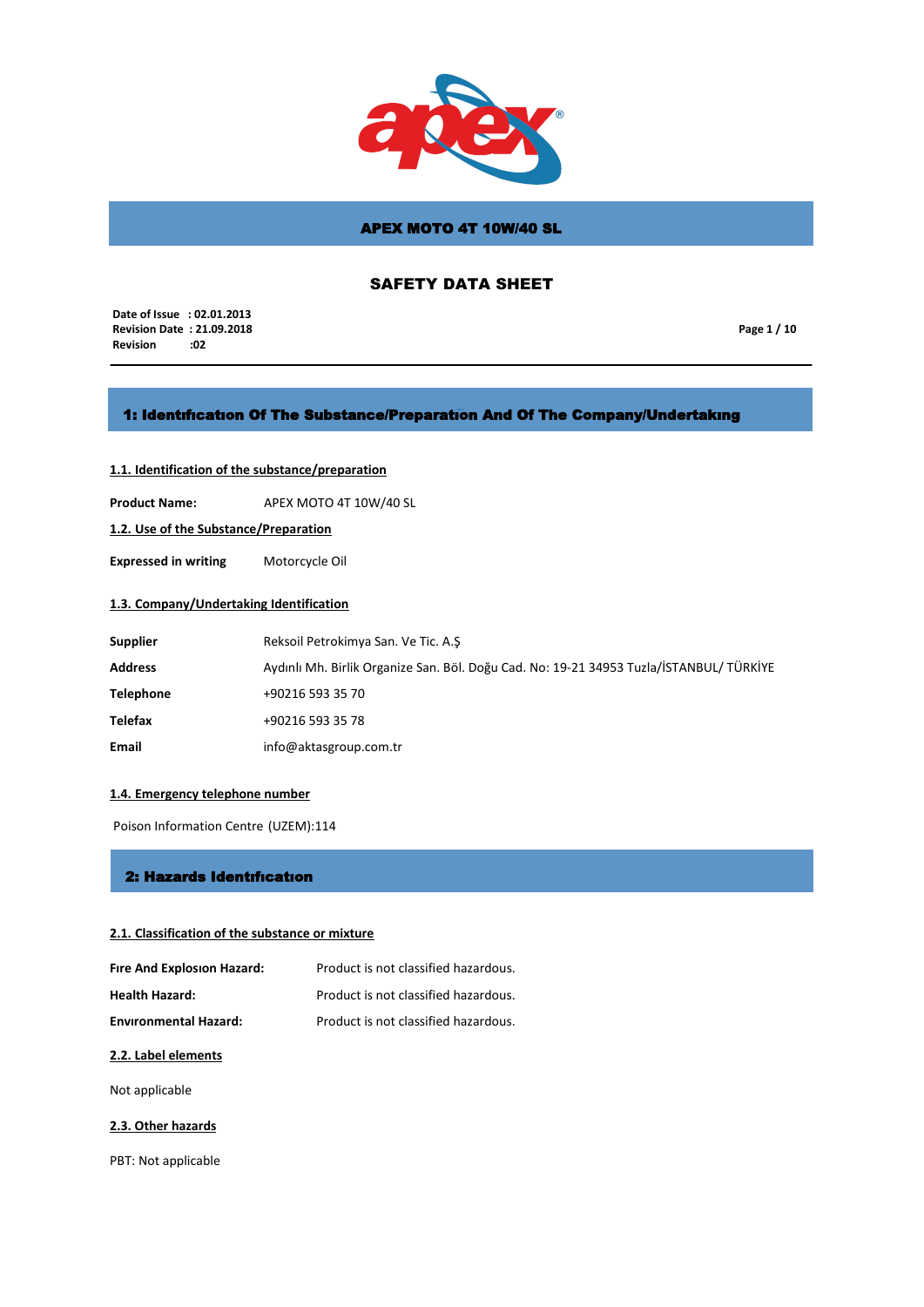# APEX MOTO 4T 10W/40 SL

## SAFETY DATA SHEET

**Date of Issue : 02.01.2013**
**Revision Date : 21.09.2018**
**Revision :02**

## 1: Identıfıcatıon Of The Substance/Preparatıon And Of The Company/Undertakıng

### 1.1. Identification of the substance/preparation

**Product Name:** APEX MOTO 4T 10W/40 SL

### 1.2. Use of the Substance/Preparation

**Expressed in writing** Motorcycle Oil

### 1.3. Company/Undertaking Identification

| | |
|---|---|
| **Supplier** | Reksoil Petrokimya San. Ve Tic. A.Ş |
| **Address** | Aydınlı Mh. Birlik Organize San. Böl. Doğu Cad. No: 19-21 34953 Tuzla/İSTANBUL/ TÜRKİYE |
| **Telephone** | +90216 593 35 70 |
| **Telefax** | +90216 593 35 78 |
| **Email** | info@aktasgroup.com.tr |

### 1.4. Emergency telephone number

Poison Information Centre (UZEM):114

## 2: Hazards Identıfıcatıon

### 2.1. Classification of the substance or mixture

| | |
|---|---|
| **Fıre And Explosıon Hazard:** | Product is not classified hazardous. |
| **Health Hazard:** | Product is not classified hazardous. |
| **Envıronmental Hazard:** | Product is not classified hazardous. |

### 2.2. Label elements

Not applicable

### 2.3. Other hazards

PBT: Not applicable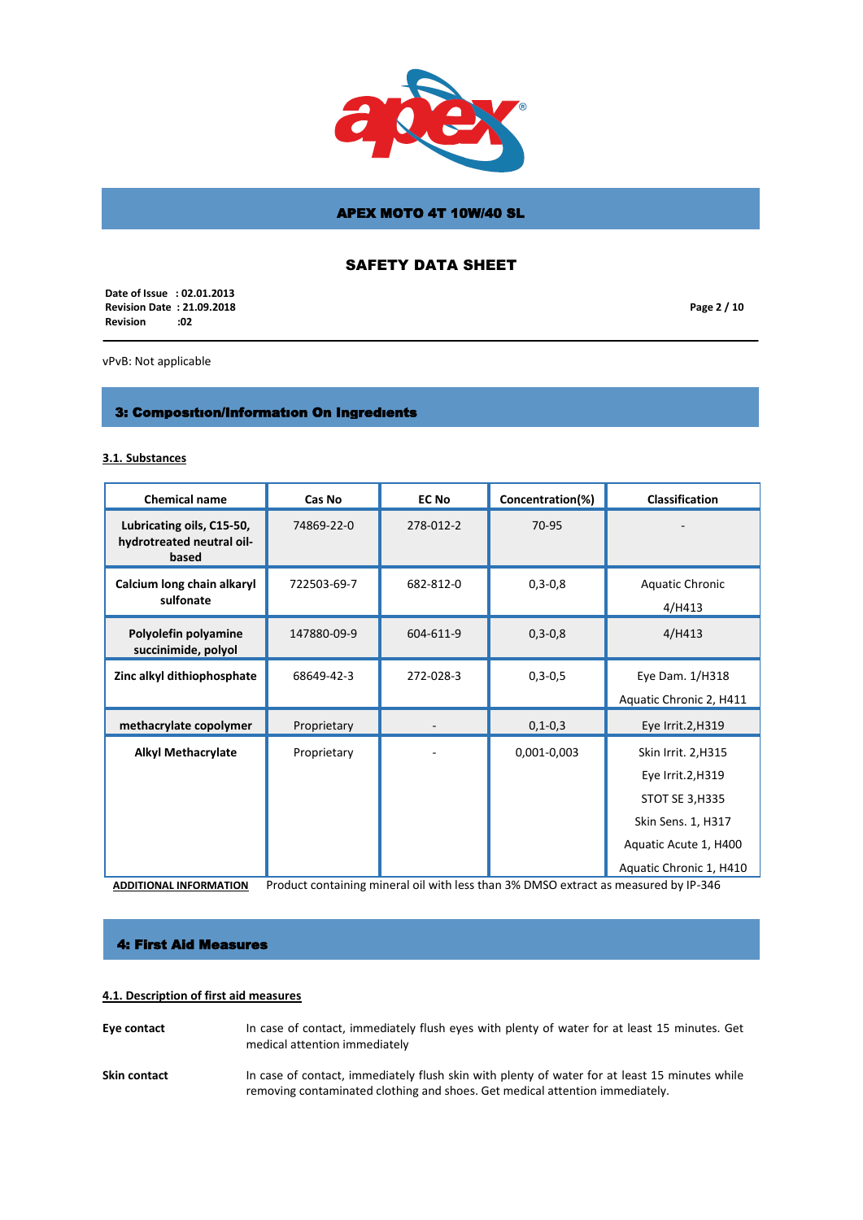vPvB: Not applicable

## 3: Composition/Information On Ingredients

### 3.1. Substances

| Chemical name | Cas No | EC No | Concentration(%) | Classification |
|---|---|---|---|---|
| **Lubricating oils, C15-50, hydrotreated neutral oil-based** | 74869-22-0 | 278-012-2 | 70-95 | - |
| **Calcium long chain alkaryl sulfonate** | 722503-69-7 | 682-812-0 | 0,3-0,8 | Aquatic Chronic 4/H413 |
| **Polyolefin polyamine succinimide, polyol** | 147880-09-9 | 604-611-9 | 0,3-0,8 | 4/H413 |
| **Zinc alkyl dithiophosphate** | 68649-42-3 | 272-028-3 | 0,3-0,5 | Eye Dam. 1/H318<br>Aquatic Chronic 2, H411 |
| **methacrylate copolymer** | Proprietary | - | 0,1-0,3 | Eye Irrit.2,H319 |
| **Alkyl Methacrylate** | Proprietary | - | 0,001-0,003 | Skin Irrit. 2,H315<br>Eye Irrit.2,H319<br>STOT SE 3,H335<br>Skin Sens. 1, H317<br>Aquatic Acute 1, H400<br>Aquatic Chronic 1, H410 |

**ADDITIONAL INFORMATION** Product containing mineral oil with less than 3% DMSO extract as measured by IP-346

## 4: First Aid Measures

### 4.1. Description of first aid measures

**Eye contact** In case of contact, immediately flush eyes with plenty of water for at least 15 minutes. Get medical attention immediately

**Skin contact** In case of contact, immediately flush skin with plenty of water for at least 15 minutes while removing contaminated clothing and shoes. Get medical attention immediately.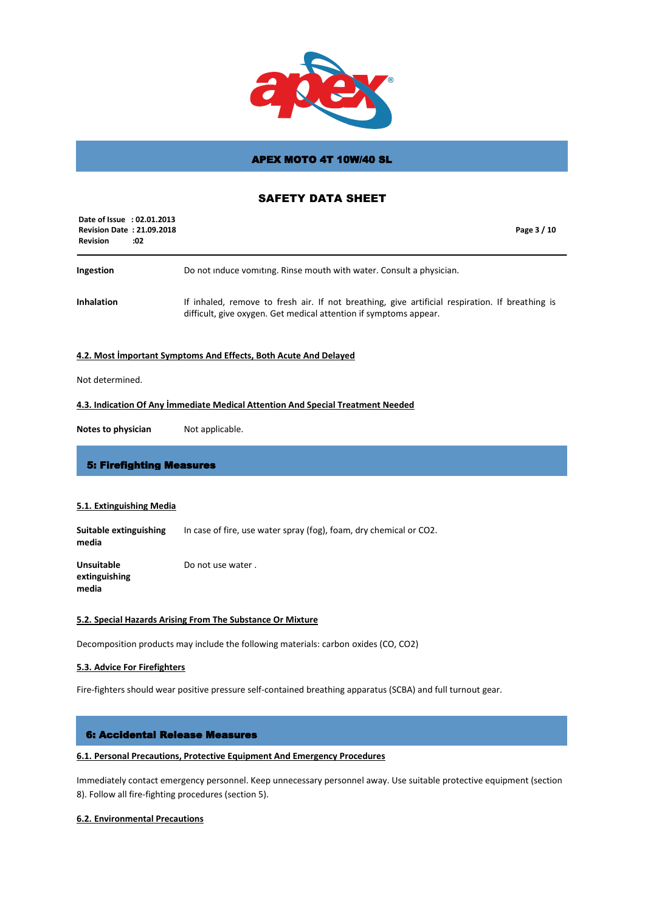| | |
|---|---|
| **Ingestion** | Do not ınduce vomıtıng. Rinse mouth with water. Consult a physician. |
| **Inhalation** | If inhaled, remove to fresh air. If not breathing, give artificial respiration. If breathing is difficult, give oxygen. Get medical attention if symptoms appear. |

### 4.2. Most İmportant Symptoms And Effects, Both Acute And Delayed

Not determined.

### 4.3. Indication Of Any İmmediate Medical Attention And Special Treatment Needed

| | |
|---|---|
| **Notes to physician** | Not applicable. |

## 5: Firefighting Measures

### 5.1. Extinguishing Media

| | |
|---|---|
| **Suitable extinguishing media** | In case of fire, use water spray (fog), foam, dry chemical or $CO_2$. |
| **Unsuitable extinguishing media** | Do not use water . |

### 5.2. Special Hazards Arising From The Substance Or Mixture

Decomposition products may include the following materials: carbon oxides (CO, $CO_2$)

### 5.3. Advice For Firefighters

Fire-fighters should wear positive pressure self-contained breathing apparatus (SCBA) and full turnout gear.

## 6: Accidental Release Measures

### 6.1. Personal Precautions, Protective Equipment And Emergency Procedures

Immediately contact emergency personnel. Keep unnecessary personnel away. Use suitable protective equipment (section 8). Follow all fire-fighting procedures (section 5).

### 6.2. Environmental Precautions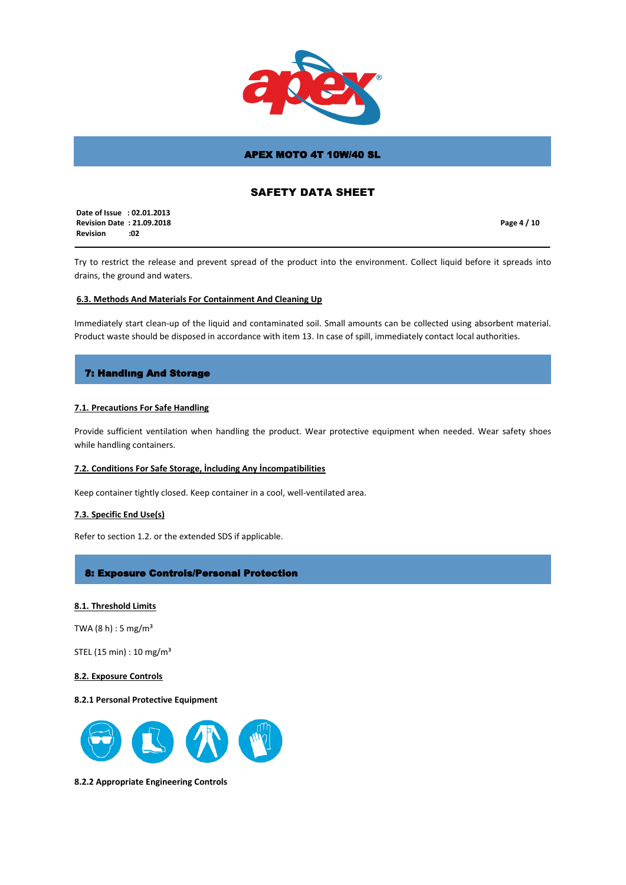Try to restrict the release and prevent spread of the product into the environment. Collect liquid before it spreads into drains, the ground and waters.

### 6.3. Methods And Materials For Containment And Cleaning Up

Immediately start clean-up of the liquid and contaminated soil. Small amounts can be collected using absorbent material. Product waste should be disposed in accordance with item 13. In case of spill, immediately contact local authorities.

## 7: Handlıng And Storage

### 7.1. Precautions For Safe Handling

Provide sufficient ventilation when handling the product. Wear protective equipment when needed. Wear safety shoes while handling containers.

### 7.2. Conditions For Safe Storage, İncluding Any İncompatibilities

Keep container tightly closed. Keep container in a cool, well-ventilated area.

### 7.3. Specific End Use(s)

Refer to section 1.2. or the extended SDS if applicable.

## 8: Exposure Controls/Personal Protection

### 8.1. Threshold Limits

TWA (8 h) : 5 $mg/m^3$

STEL (15 min) : 10 $mg/m^3$

### 8.2. Exposure Controls

**8.2.1 Personal Protective Equipment**

**8.2.2 Appropriate Engineering Controls**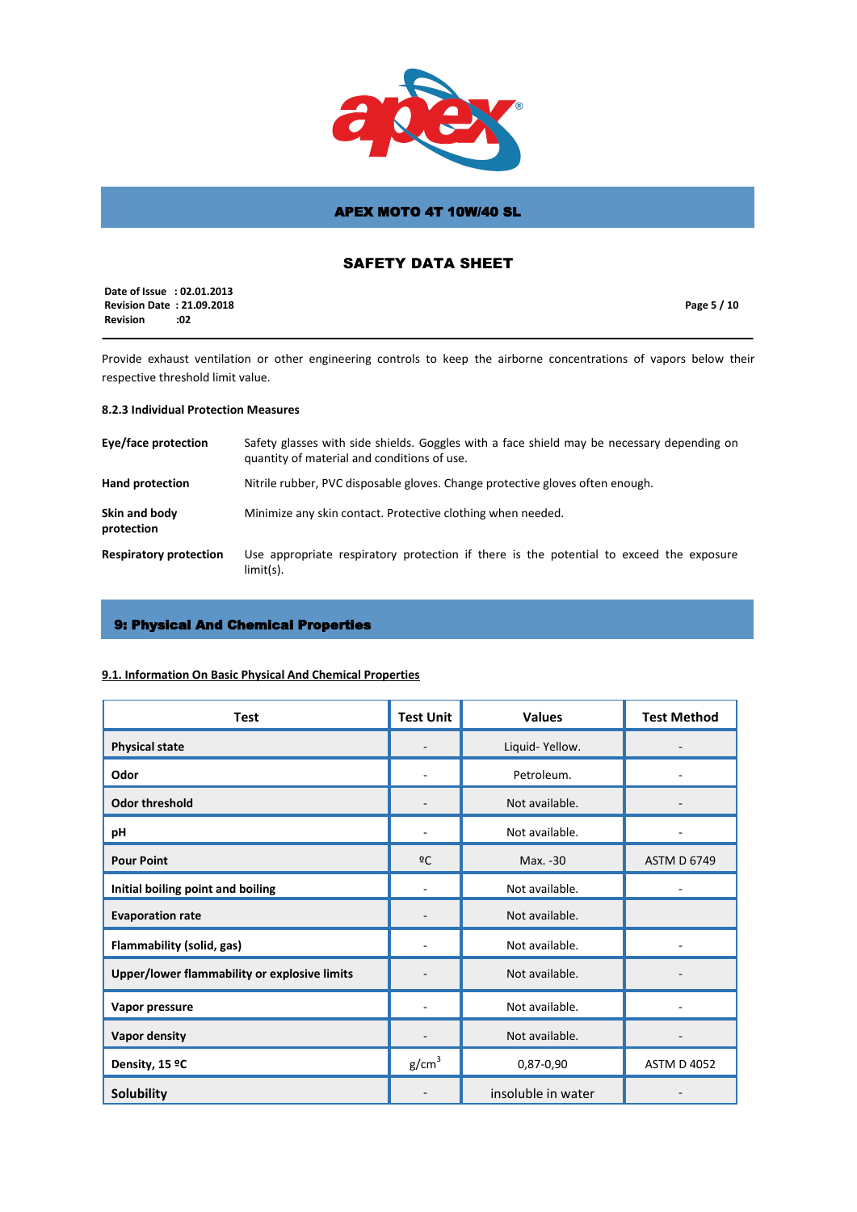Provide exhaust ventilation or other engineering controls to keep the airborne concentrations of vapors below their respective threshold limit value.

#### 8.2.3 Individual Protection Measures

| | |
|---|---|
| **Eye/face protection** | Safety glasses with side shields. Goggles with a face shield may be necessary depending on quantity of material and conditions of use. |
| **Hand protection** | Nitrile rubber, PVC disposable gloves. Change protective gloves often enough. |
| **Skin and body protection** | Minimize any skin contact. Protective clothing when needed. |
| **Respiratory protection** | Use appropriate respiratory protection if there is the potential to exceed the exposure limit(s). |

## 9: Physical And Chemical Properties

### 9.1. Information On Basic Physical And Chemical Properties

| Test | Test Unit | Values | Test Method |
|---|---|---|---|
| **Physical state** | - | Liquid- Yellow. | - |
| **Odor** | - | Petroleum. | - |
| **Odor threshold** | - | Not available. | - |
| **pH** | - | Not available. | - |
| **Pour Point** | ºC | Max. -30 | ASTM D 6749 |
| **Initial boiling point and boiling** | - | Not available. | - |
| **Evaporation rate** | - | Not available. | |
| **Flammability (solid, gas)** | - | Not available. | - |
| **Upper/lower flammability or explosive limits** | - | Not available. | - |
| **Vapor pressure** | - | Not available. | - |
| **Vapor density** | - | Not available. | - |
| **Density, 15 ºC** | $g/cm^3$ | 0,87-0,90 | ASTM D 4052 |
| **Solubility** | - | insoluble in water | - |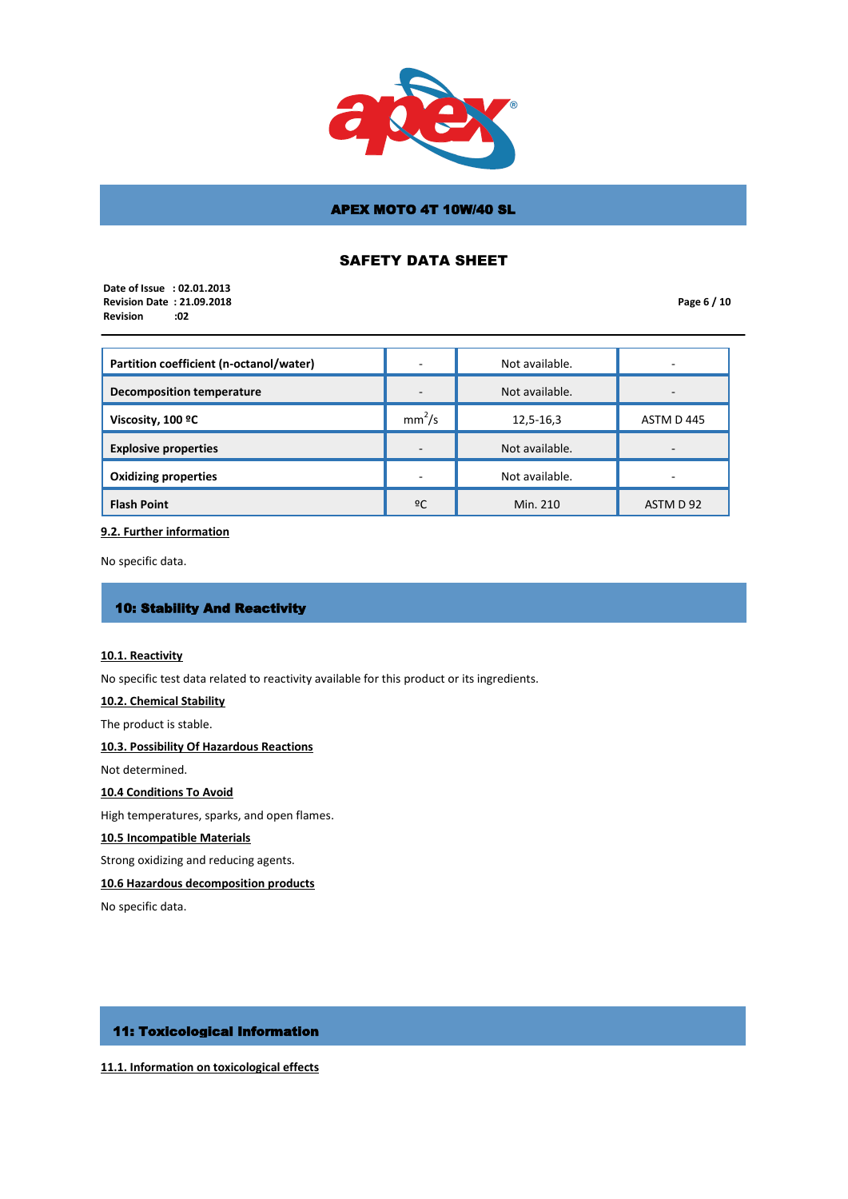| Partition coefficient (n-octanol/water) | - | Not available. | - |
|---|---|---|---|
| Decomposition temperature | - | Not available. | - |
| Viscosity, 100 ºC | $mm^2/s$ | 12,5-16,3 | ASTM D 445 |
| Explosive properties | - | Not available. | - |
| Oxidizing properties | - | Not available. | - |
| Flash Point | ºC | Min. 210 | ASTM D 92 |

**9.2. Further information**

No specific data.

## 10: Stability And Reactivity

**10.1. Reactivity**

No specific test data related to reactivity available for this product or its ingredients.

**10.2. Chemical Stability**

The product is stable.

**10.3. Possibility Of Hazardous Reactions**

Not determined.

**10.4 Conditions To Avoid**

High temperatures, sparks, and open flames.

**10.5 Incompatible Materials**

Strong oxidizing and reducing agents.

**10.6 Hazardous decomposition products**

No specific data.

## 11: Toxicological Information

**11.1. Information on toxicological effects**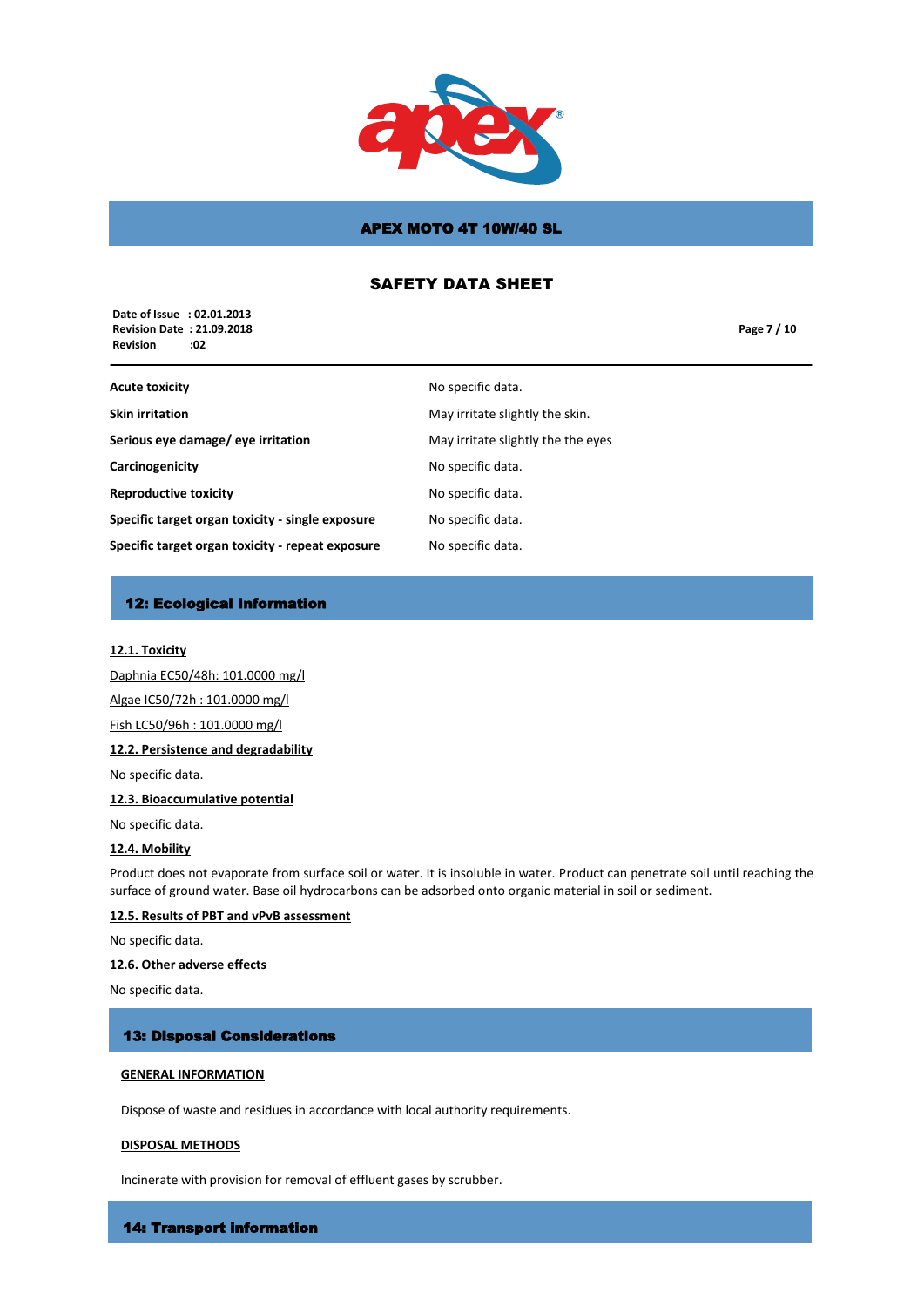| | |
|---|---|
| **Acute toxicity** | No specific data. |
| **Skin irritation** | May irritate slightly the skin. |
| **Serious eye damage/ eye irritation** | May irritate slightly the the eyes |
| **Carcinogenicity** | No specific data. |
| **Reproductive toxicity** | No specific data. |
| **Specific target organ toxicity - single exposure** | No specific data. |
| **Specific target organ toxicity - repeat exposure** | No specific data. |

## 12: Ecological Information

**12.1. Toxicity**

Daphnia EC50/48h: 101.0000 mg/l

Algae IC50/72h : 101.0000 mg/l

Fish LC50/96h : 101.0000 mg/l

**12.2. Persistence and degradability**

No specific data.

**12.3. Bioaccumulative potential**

No specific data.

**12.4. Mobility**

Product does not evaporate from surface soil or water. It is insoluble in water. Product can penetrate soil until reaching the surface of ground water. Base oil hydrocarbons can be adsorbed onto organic material in soil or sediment.

**12.5. Results of PBT and vPvB assessment**

No specific data.

**12.6. Other adverse effects**

No specific data.

## 13: Disposal Considerations

**GENERAL INFORMATION**

Dispose of waste and residues in accordance with local authority requirements.

**DISPOSAL METHODS**

Incinerate with provision for removal of effluent gases by scrubber.

## 14: Transport Information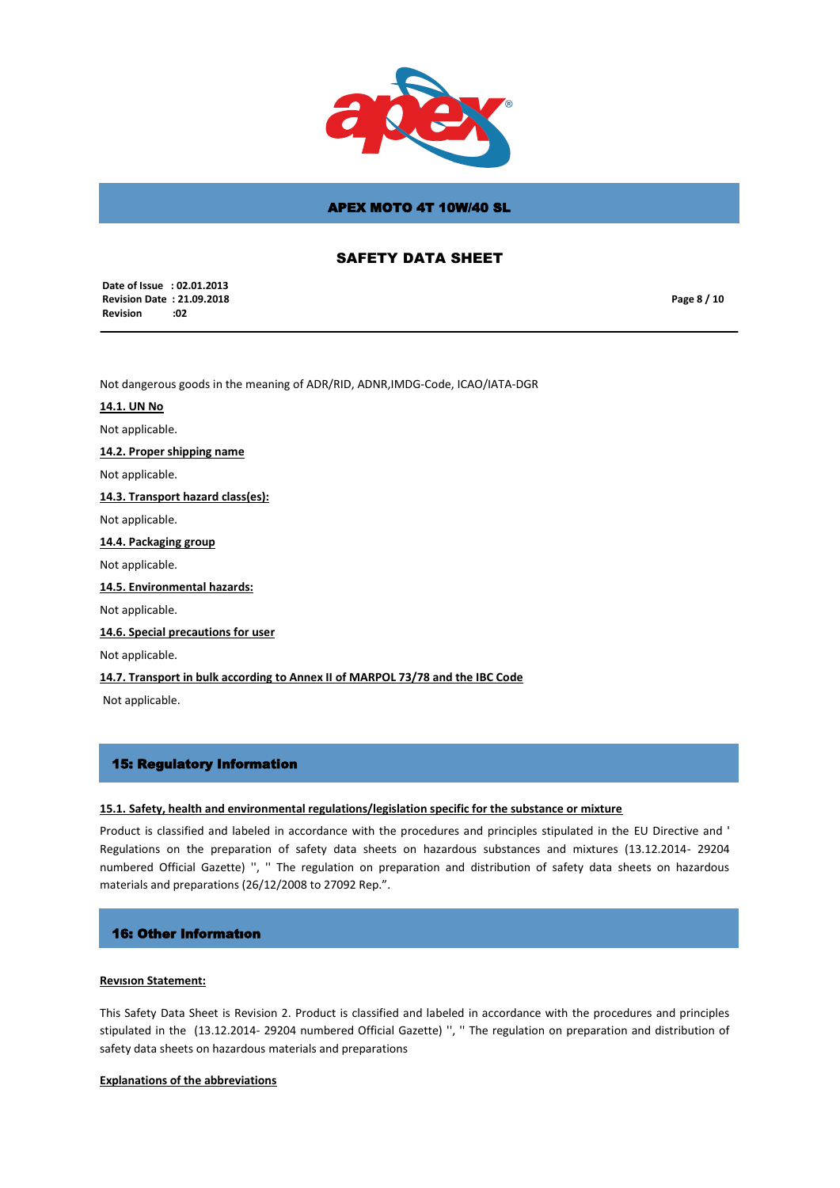Not dangerous goods in the meaning of ADR/RID, ADNR,IMDG-Code, ICAO/IATA-DGR

**14.1. UN No**

Not applicable.

**14.2. Proper shipping name**

Not applicable.

**14.3. Transport hazard class(es):**

Not applicable.

**14.4. Packaging group**

Not applicable.

**14.5. Environmental hazards:**

Not applicable.

**14.6. Special precautions for user**

Not applicable.

**14.7. Transport in bulk according to Annex II of MARPOL 73/78 and the IBC Code**

Not applicable.

## 15: Regulatory Information

**15.1. Safety, health and environmental regulations/legislation specific for the substance or mixture**

Product is classified and labeled in accordance with the procedures and principles stipulated in the EU Directive and ' Regulations on the preparation of safety data sheets on hazardous substances and mixtures (13.12.2014- 29204 numbered Official Gazette) '', '' The regulation on preparation and distribution of safety data sheets on hazardous materials and preparations (26/12/2008 to 27092 Rep.".

## 16: Other Informatıon

**Revısıon Statement:**

This Safety Data Sheet is Revision 2. Product is classified and labeled in accordance with the procedures and principles stipulated in the (13.12.2014- 29204 numbered Official Gazette) '', '' The regulation on preparation and distribution of safety data sheets on hazardous materials and preparations

**Explanations of the abbreviations**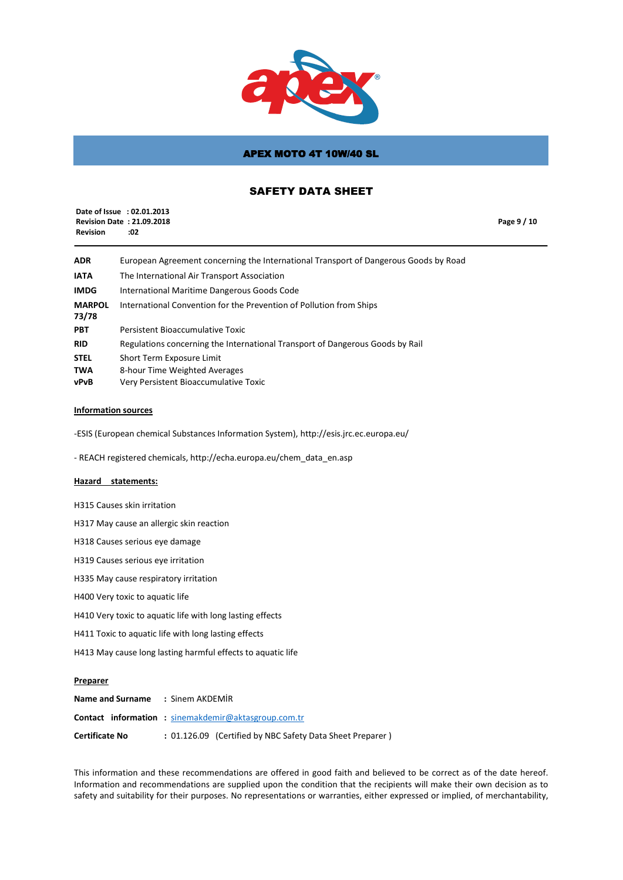| | |
|---|---|
| **ADR** | European Agreement concerning the International Transport of Dangerous Goods by Road |
| **IATA** | The International Air Transport Association |
| **IMDG** | International Maritime Dangerous Goods Code |
| **MARPOL 73/78** | International Convention for the Prevention of Pollution from Ships |
| **PBT** | Persistent Bioaccumulative Toxic |
| **RID** | Regulations concerning the International Transport of Dangerous Goods by Rail |
| **STEL** | Short Term Exposure Limit |
| **TWA** | 8-hour Time Weighted Averages |
| **vPvB** | Very Persistent Bioaccumulative Toxic |

**Information sources**

-ESIS (European chemical Substances Information System), http://esis.jrc.ec.europa.eu/

- REACH registered chemicals, http://echa.europa.eu/chem_data_en.asp

**Hazard statements:**

H315 Causes skin irritation

H317 May cause an allergic skin reaction

H318 Causes serious eye damage

H319 Causes serious eye irritation

H335 May cause respiratory irritation

H400 Very toxic to aquatic life

H410 Very toxic to aquatic life with long lasting effects

H411 Toxic to aquatic life with long lasting effects

H413 May cause long lasting harmful effects to aquatic life

**Preparer**

**Name and Surname** : Sinem AKDEMİR

**Contact information** : sinemakdemir@aktasgroup.com.tr

**Certificate No** : 01.126.09 (Certified by NBC Safety Data Sheet Preparer )

This information and these recommendations are offered in good faith and believed to be correct as of the date hereof. Information and recommendations are supplied upon the condition that the recipients will make their own decision as to safety and suitability for their purposes. No representations or warranties, either expressed or implied, of merchantability,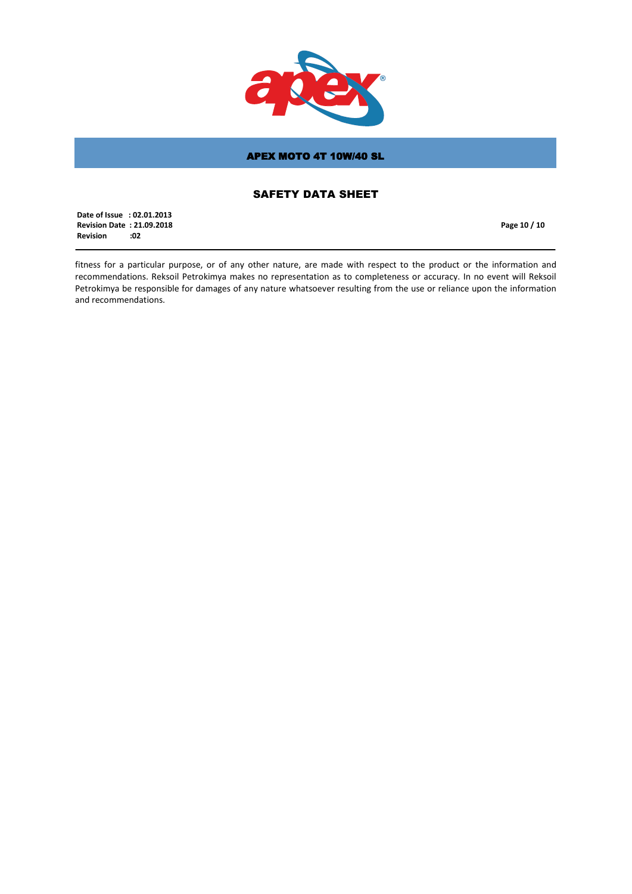fitness for a particular purpose, or of any other nature, are made with respect to the product or the information and recommendations. Reksoil Petrokimya makes no representation as to completeness or accuracy. In no event will Reksoil Petrokimya be responsible for damages of any nature whatsoever resulting from the use or reliance upon the information and recommendations.